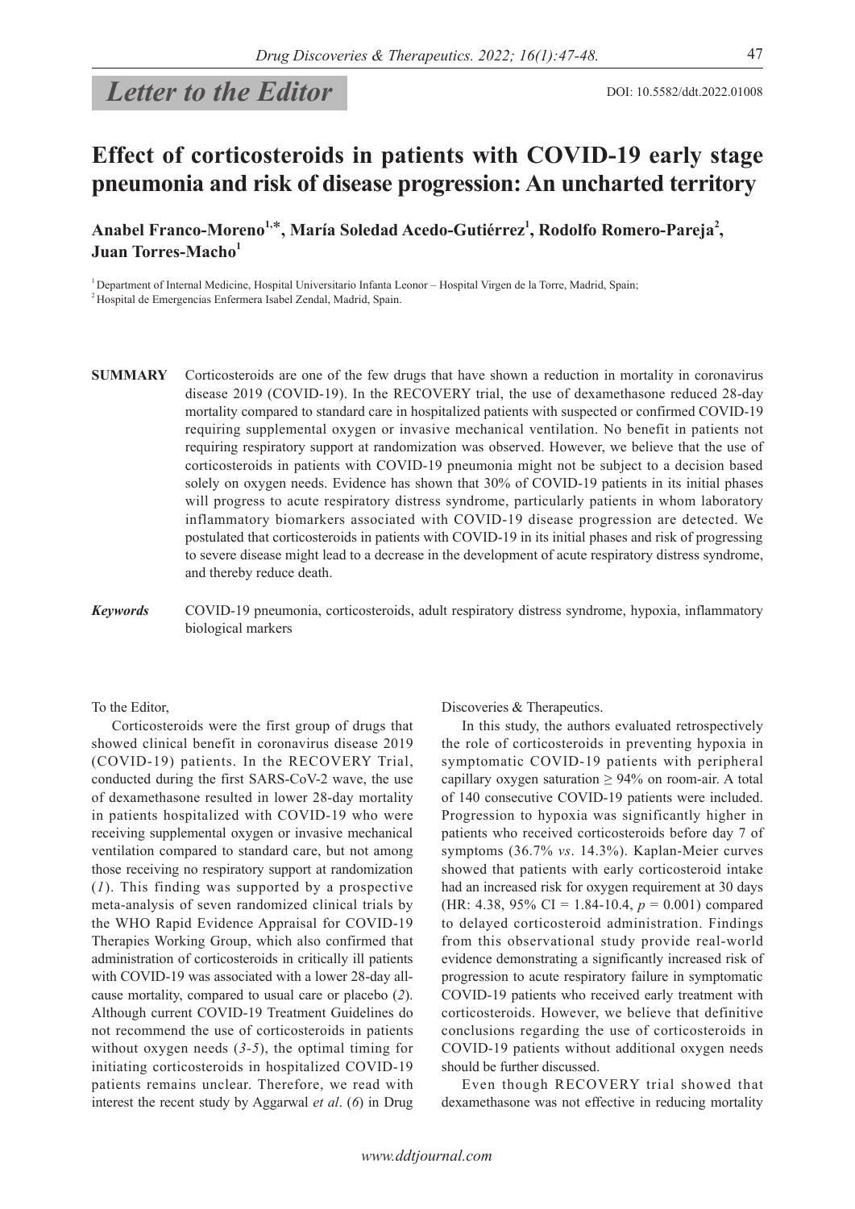*Letter to the Editor*

DOI: 10.5582/ddt.2022.01008

# Effect of corticosteroids in patients with COVID-19 early stage pneumonia and risk of disease progression: An uncharted territory

**Anabel Franco-Moreno[1,*], María Soledad Acedo-Gutiérrez[1], Rodolfo Romero-Pareja[2], Juan Torres-Macho[1]**

[1] Department of Internal Medicine, Hospital Universitario Infanta Leonor – Hospital Virgen de la Torre, Madrid, Spain;

[2] Hospital de Emergencias Enfermera Isabel Zendal, Madrid, Spain.

**SUMMARY** Corticosteroids are one of the few drugs that have shown a reduction in mortality in coronavirus disease 2019 (COVID-19). In the RECOVERY trial, the use of dexamethasone reduced 28-day mortality compared to standard care in hospitalized patients with suspected or confirmed COVID-19 requiring supplemental oxygen or invasive mechanical ventilation. No benefit in patients not requiring respiratory support at randomization was observed. However, we believe that the use of corticosteroids in patients with COVID-19 pneumonia might not be subject to a decision based solely on oxygen needs. Evidence has shown that 30% of COVID-19 patients in its initial phases will progress to acute respiratory distress syndrome, particularly patients in whom laboratory inflammatory biomarkers associated with COVID-19 disease progression are detected. We postulated that corticosteroids in patients with COVID-19 in its initial phases and risk of progressing to severe disease might lead to a decrease in the development of acute respiratory distress syndrome, and thereby reduce death.

***Keywords*** COVID-19 pneumonia, corticosteroids, adult respiratory distress syndrome, hypoxia, inflammatory biological markers

To the Editor,

Corticosteroids were the first group of drugs that showed clinical benefit in coronavirus disease 2019 (COVID-19) patients. In the RECOVERY Trial, conducted during the first SARS-CoV-2 wave, the use of dexamethasone resulted in lower 28-day mortality in patients hospitalized with COVID-19 who were receiving supplemental oxygen or invasive mechanical ventilation compared to standard care, but not among those receiving no respiratory support at randomization (*1*). This finding was supported by a prospective meta-analysis of seven randomized clinical trials by the WHO Rapid Evidence Appraisal for COVID-19 Therapies Working Group, which also confirmed that administration of corticosteroids in critically ill patients with COVID-19 was associated with a lower 28-day all-cause mortality, compared to usual care or placebo (*2*). Although current COVID-19 Treatment Guidelines do not recommend the use of corticosteroids in patients without oxygen needs (*3-5*), the optimal timing for initiating corticosteroids in hospitalized COVID-19 patients remains unclear. Therefore, we read with interest the recent study by Aggarwal *et al*. (*6*) in Drug Discoveries & Therapeutics.

In this study, the authors evaluated retrospectively the role of corticosteroids in preventing hypoxia in symptomatic COVID-19 patients with peripheral capillary oxygen saturation $\geq$ 94% on room-air. A total of 140 consecutive COVID-19 patients were included. Progression to hypoxia was significantly higher in patients who received corticosteroids before day 7 of symptoms (36.7% *vs*. 14.3%). Kaplan-Meier curves showed that patients with early corticosteroid intake had an increased risk for oxygen requirement at 30 days (HR: 4.38, 95% CI = 1.84-10.4, $p$ = 0.001) compared to delayed corticosteroid administration. Findings from this observational study provide real-world evidence demonstrating a significantly increased risk of progression to acute respiratory failure in symptomatic COVID-19 patients who received early treatment with corticosteroids. However, we believe that definitive conclusions regarding the use of corticosteroids in COVID-19 patients without additional oxygen needs should be further discussed.

Even though RECOVERY trial showed that dexamethasone was not effective in reducing mortality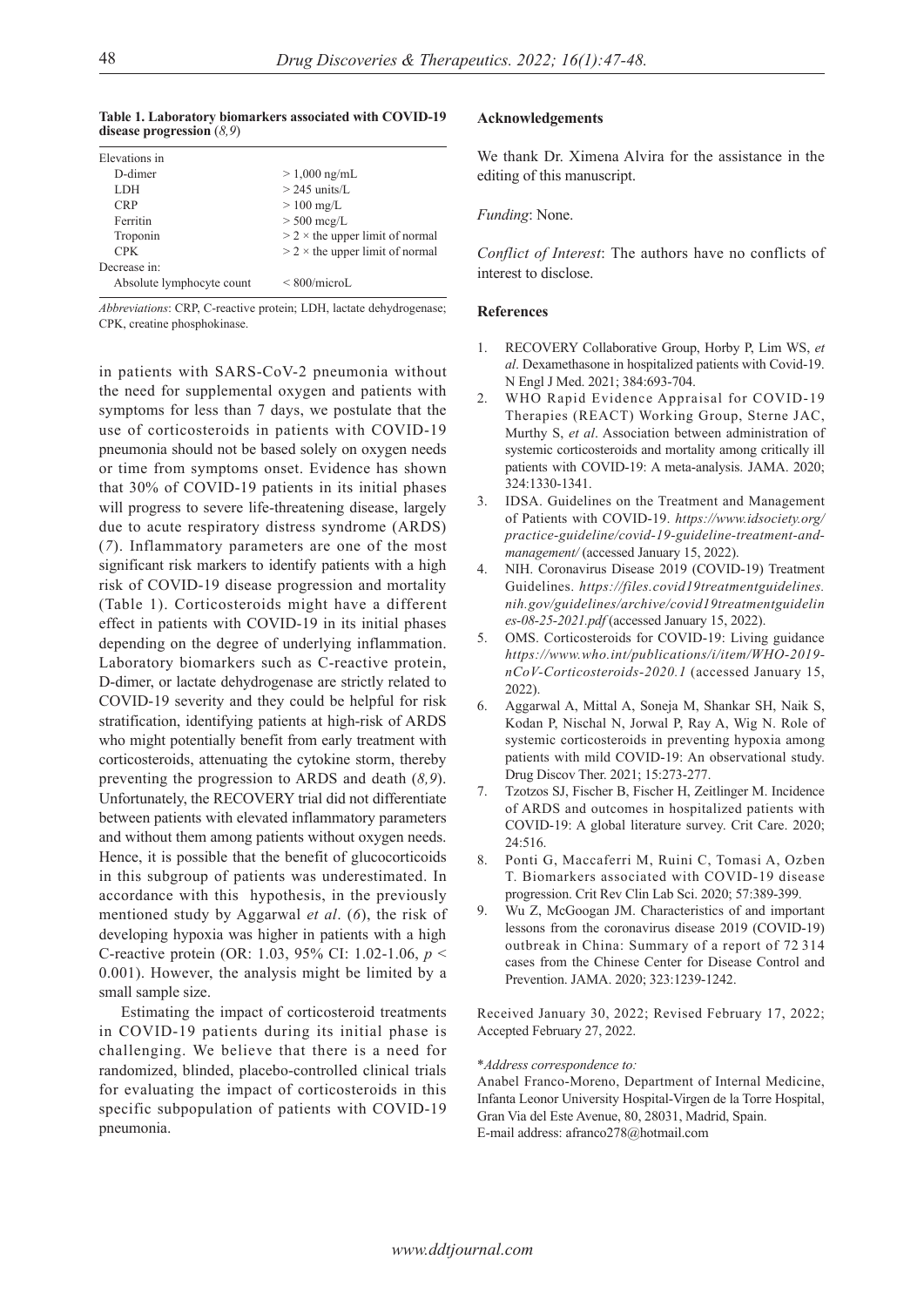**Table 1. Laboratory biomarkers associated with COVID-19 disease progression** (*8,9*)

| | |
|---|---|
| Elevations in | |
| D-dimer | > 1,000 ng/mL |
| LDH | > 245 units/L |
| CRP | > 100 mg/L |
| Ferritin | > 500 mcg/L |
| Troponin | > 2 × the upper limit of normal |
| CPK | > 2 × the upper limit of normal |
| Decrease in: | |
| Absolute lymphocyte count | < 800/microL |

*Abbreviations*: CRP, C-reactive protein; LDH, lactate dehydrogenase; CPK, creatine phosphokinase.

in patients with SARS-CoV-2 pneumonia without the need for supplemental oxygen and patients with symptoms for less than 7 days, we postulate that the use of corticosteroids in patients with COVID-19 pneumonia should not be based solely on oxygen needs or time from symptoms onset. Evidence has shown that 30% of COVID-19 patients in its initial phases will progress to severe life-threatening disease, largely due to acute respiratory distress syndrome (ARDS) (*7*). Inflammatory parameters are one of the most significant risk markers to identify patients with a high risk of COVID-19 disease progression and mortality (Table 1). Corticosteroids might have a different effect in patients with COVID-19 in its initial phases depending on the degree of underlying inflammation. Laboratory biomarkers such as C-reactive protein, D-dimer, or lactate dehydrogenase are strictly related to COVID-19 severity and they could be helpful for risk stratification, identifying patients at high-risk of ARDS who might potentially benefit from early treatment with corticosteroids, attenuating the cytokine storm, thereby preventing the progression to ARDS and death (*8,9*). Unfortunately, the RECOVERY trial did not differentiate between patients with elevated inflammatory parameters and without them among patients without oxygen needs. Hence, it is possible that the benefit of glucocorticoids in this subgroup of patients was underestimated. In accordance with this hypothesis, in the previously mentioned study by Aggarwal *et al*. (*6*), the risk of developing hypoxia was higher in patients with a high C-reactive protein (OR: 1.03, 95% CI: 1.02-1.06, $p < 0.001$). However, the analysis might be limited by a small sample size.

Estimating the impact of corticosteroid treatments in COVID-19 patients during its initial phase is challenging. We believe that there is a need for randomized, blinded, placebo-controlled clinical trials for evaluating the impact of corticosteroids in this specific subpopulation of patients with COVID-19 pneumonia.

## Acknowledgements

We thank Dr. Ximena Alvira for the assistance in the editing of this manuscript.

*Funding*: None.

*Conflict of Interest*: The authors have no conflicts of interest to disclose.

## References

1. RECOVERY Collaborative Group, Horby P, Lim WS, *et al*. Dexamethasone in hospitalized patients with Covid-19. N Engl J Med. 2021; 384:693-704.
2. WHO Rapid Evidence Appraisal for COVID-19 Therapies (REACT) Working Group, Sterne JAC, Murthy S, *et al*. Association between administration of systemic corticosteroids and mortality among critically ill patients with COVID-19: A meta-analysis. JAMA. 2020; 324:1330-1341.
3. IDSA. Guidelines on the Treatment and Management of Patients with COVID-19. *https://www.idsociety.org/practice-guideline/covid-19-guideline-treatment-and-management/* (accessed January 15, 2022).
4. NIH. Coronavirus Disease 2019 (COVID-19) Treatment Guidelines. *https://files.covid19treatmentguidelines.nih.gov/guidelines/archive/covid19treatmentguidelines-08-25-2021.pdf* (accessed January 15, 2022).
5. OMS. Corticosteroids for COVID-19: Living guidance *https://www.who.int/publications/i/item/WHO-2019-nCoV-Corticosteroids-2020.1* (accessed January 15, 2022).
6. Aggarwal A, Mittal A, Soneja M, Shankar SH, Naik S, Kodan P, Nischal N, Jorwal P, Ray A, Wig N. Role of systemic corticosteroids in preventing hypoxia among patients with mild COVID-19: An observational study. Drug Discov Ther. 2021; 15:273-277.
7. Tzotzos SJ, Fischer B, Fischer H, Zeitlinger M. Incidence of ARDS and outcomes in hospitalized patients with COVID-19: A global literature survey. Crit Care. 2020; 24:516.
8. Ponti G, Maccaferri M, Ruini C, Tomasi A, Ozben T. Biomarkers associated with COVID-19 disease progression. Crit Rev Clin Lab Sci. 2020; 57:389-399.
9. Wu Z, McGoogan JM. Characteristics of and important lessons from the coronavirus disease 2019 (COVID-19) outbreak in China: Summary of a report of 72 314 cases from the Chinese Center for Disease Control and Prevention. JAMA. 2020; 323:1239-1242.

Received January 30, 2022; Revised February 17, 2022; Accepted February 27, 2022.

\**Address correspondence to:*
Anabel Franco-Moreno, Department of Internal Medicine, Infanta Leonor University Hospital-Virgen de la Torre Hospital, Gran Via del Este Avenue, 80, 28031, Madrid, Spain.
E-mail address: afranco278@hotmail.com